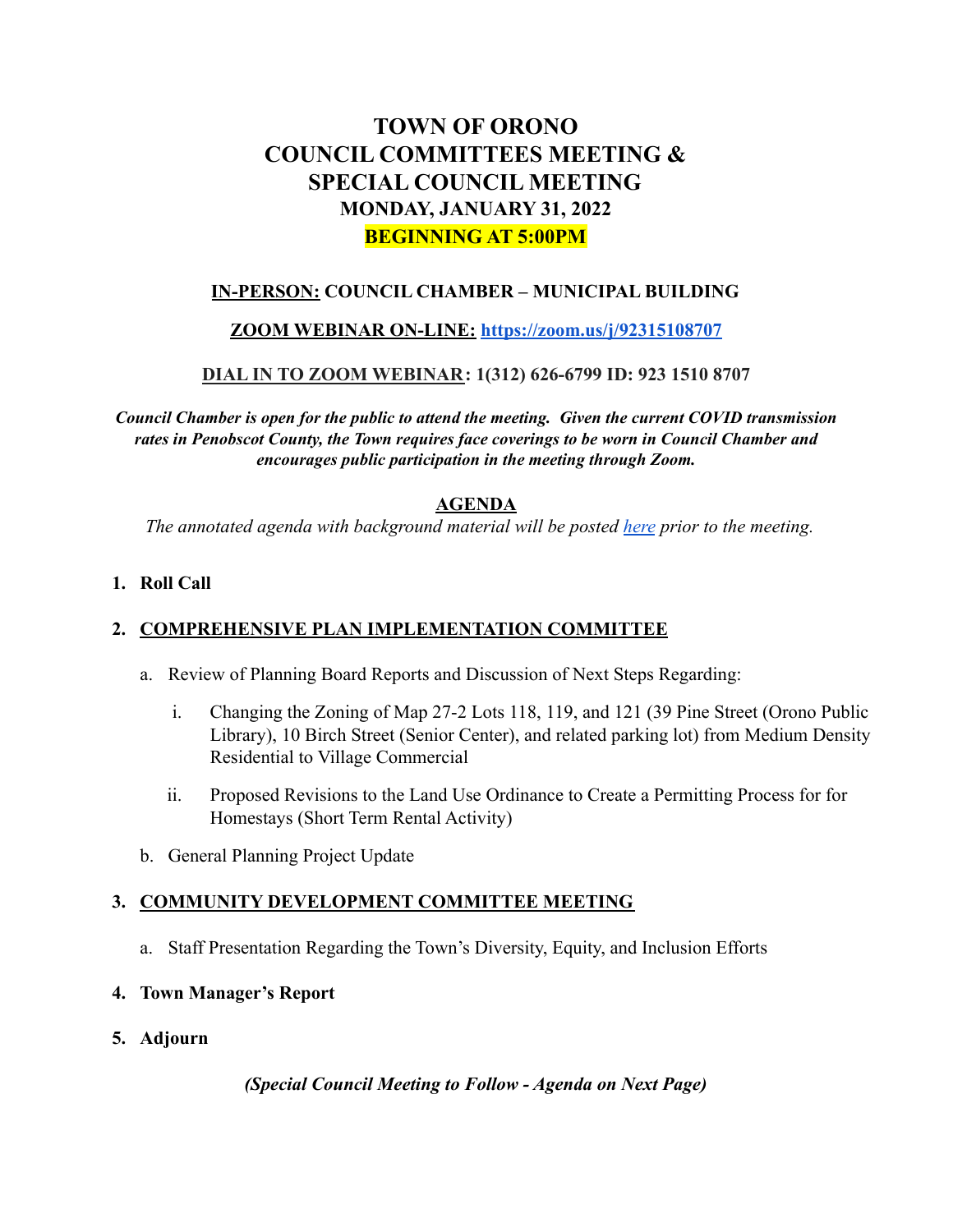# TOWN OF ORONO
# COUNCIL COMMITTEES MEETING &
# SPECIAL COUNCIL MEETING
## MONDAY, JANUARY 31, 2022
## BEGINNING AT 5:00PM

**IN-PERSON: COUNCIL CHAMBER – MUNICIPAL BUILDING**

**ZOOM WEBINAR ON-LINE: [https://zoom.us/j/92315108707](https://zoom.us/j/92315108707)**

**DIAL IN TO ZOOM WEBINAR: 1(312) 626-6799 ID: 923 1510 8707**

***Council Chamber is open for the public to attend the meeting. Given the current COVID transmission rates in Penobscot County, the Town requires face coverings to be worn in Council Chamber and encourages public participation in the meeting through Zoom.***

## AGENDA

*The annotated agenda with background material will be posted here prior to the meeting.*

1. **Roll Call**

2. **COMPREHENSIVE PLAN IMPLEMENTATION COMMITTEE**

   a. Review of Planning Board Reports and Discussion of Next Steps Regarding:

      i. Changing the Zoning of Map 27-2 Lots 118, 119, and 121 (39 Pine Street (Orono Public Library), 10 Birch Street (Senior Center), and related parking lot) from Medium Density Residential to Village Commercial

      ii. Proposed Revisions to the Land Use Ordinance to Create a Permitting Process for for Homestays (Short Term Rental Activity)

   b. General Planning Project Update

3. **COMMUNITY DEVELOPMENT COMMITTEE MEETING**

   a. Staff Presentation Regarding the Town's Diversity, Equity, and Inclusion Efforts

4. **Town Manager's Report**

5. **Adjourn**

***(Special Council Meeting to Follow - Agenda on Next Page)***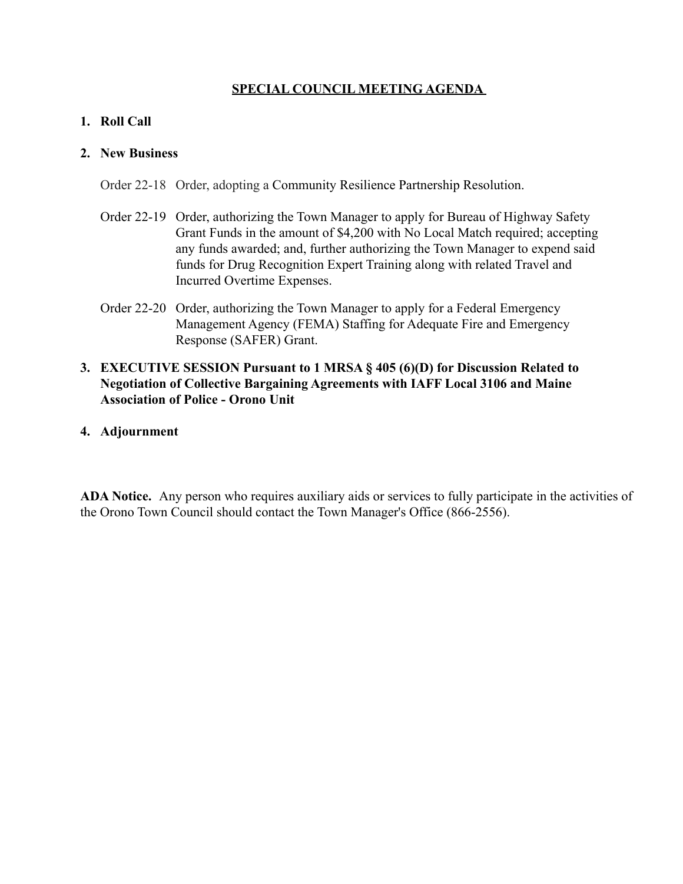# SPECIAL COUNCIL MEETING AGENDA

1. **Roll Call**

2. **New Business**

   Order 22-18 Order, adopting a Community Resilience Partnership Resolution.

   Order 22-19 Order, authorizing the Town Manager to apply for Bureau of Highway Safety Grant Funds in the amount of $4,200 with No Local Match required; accepting any funds awarded; and, further authorizing the Town Manager to expend said funds for Drug Recognition Expert Training along with related Travel and Incurred Overtime Expenses.

   Order 22-20 Order, authorizing the Town Manager to apply for a Federal Emergency Management Agency (FEMA) Staffing for Adequate Fire and Emergency Response (SAFER) Grant.

3. **EXECUTIVE SESSION Pursuant to 1 MRSA § 405 (6)(D) for Discussion Related to Negotiation of Collective Bargaining Agreements with IAFF Local 3106 and Maine Association of Police - Orono Unit**

4. **Adjournment**

**ADA Notice.** Any person who requires auxiliary aids or services to fully participate in the activities of the Orono Town Council should contact the Town Manager's Office (866-2556).